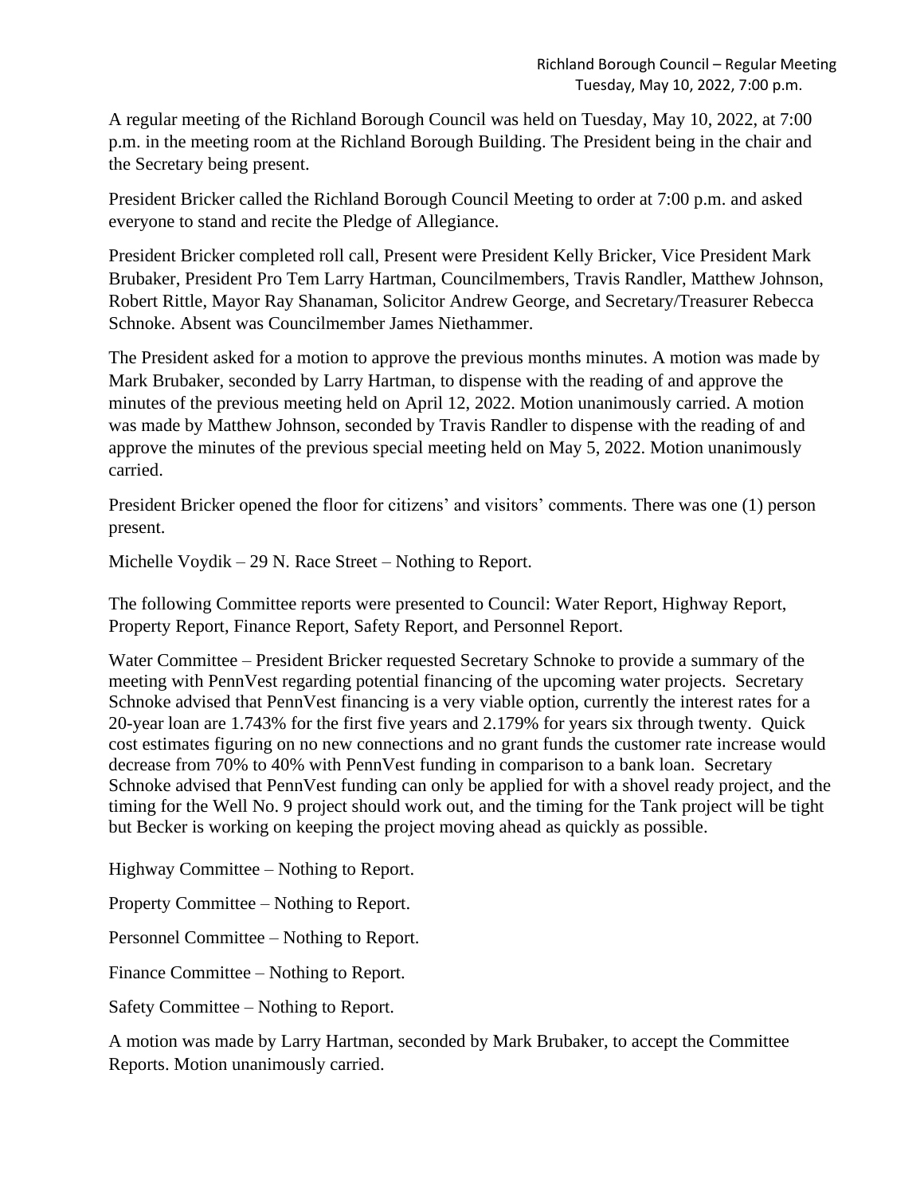A regular meeting of the Richland Borough Council was held on Tuesday, May 10, 2022, at 7:00 p.m. in the meeting room at the Richland Borough Building. The President being in the chair and the Secretary being present.

President Bricker called the Richland Borough Council Meeting to order at 7:00 p.m. and asked everyone to stand and recite the Pledge of Allegiance.

President Bricker completed roll call, Present were President Kelly Bricker, Vice President Mark Brubaker, President Pro Tem Larry Hartman, Councilmembers, Travis Randler, Matthew Johnson, Robert Rittle, Mayor Ray Shanaman, Solicitor Andrew George, and Secretary/Treasurer Rebecca Schnoke. Absent was Councilmember James Niethammer.

The President asked for a motion to approve the previous months minutes. A motion was made by Mark Brubaker, seconded by Larry Hartman, to dispense with the reading of and approve the minutes of the previous meeting held on April 12, 2022. Motion unanimously carried. A motion was made by Matthew Johnson, seconded by Travis Randler to dispense with the reading of and approve the minutes of the previous special meeting held on May 5, 2022. Motion unanimously carried.

President Bricker opened the floor for citizens' and visitors' comments. There was one (1) person present.

Michelle Voydik – 29 N. Race Street – Nothing to Report.

The following Committee reports were presented to Council: Water Report, Highway Report, Property Report, Finance Report, Safety Report, and Personnel Report.

Water Committee – President Bricker requested Secretary Schnoke to provide a summary of the meeting with PennVest regarding potential financing of the upcoming water projects. Secretary Schnoke advised that PennVest financing is a very viable option, currently the interest rates for a 20-year loan are 1.743% for the first five years and 2.179% for years six through twenty. Quick cost estimates figuring on no new connections and no grant funds the customer rate increase would decrease from 70% to 40% with PennVest funding in comparison to a bank loan. Secretary Schnoke advised that PennVest funding can only be applied for with a shovel ready project, and the timing for the Well No. 9 project should work out, and the timing for the Tank project will be tight but Becker is working on keeping the project moving ahead as quickly as possible.

Highway Committee – Nothing to Report.

Property Committee – Nothing to Report.

Personnel Committee – Nothing to Report.

Finance Committee – Nothing to Report.

Safety Committee – Nothing to Report.

A motion was made by Larry Hartman, seconded by Mark Brubaker, to accept the Committee Reports. Motion unanimously carried.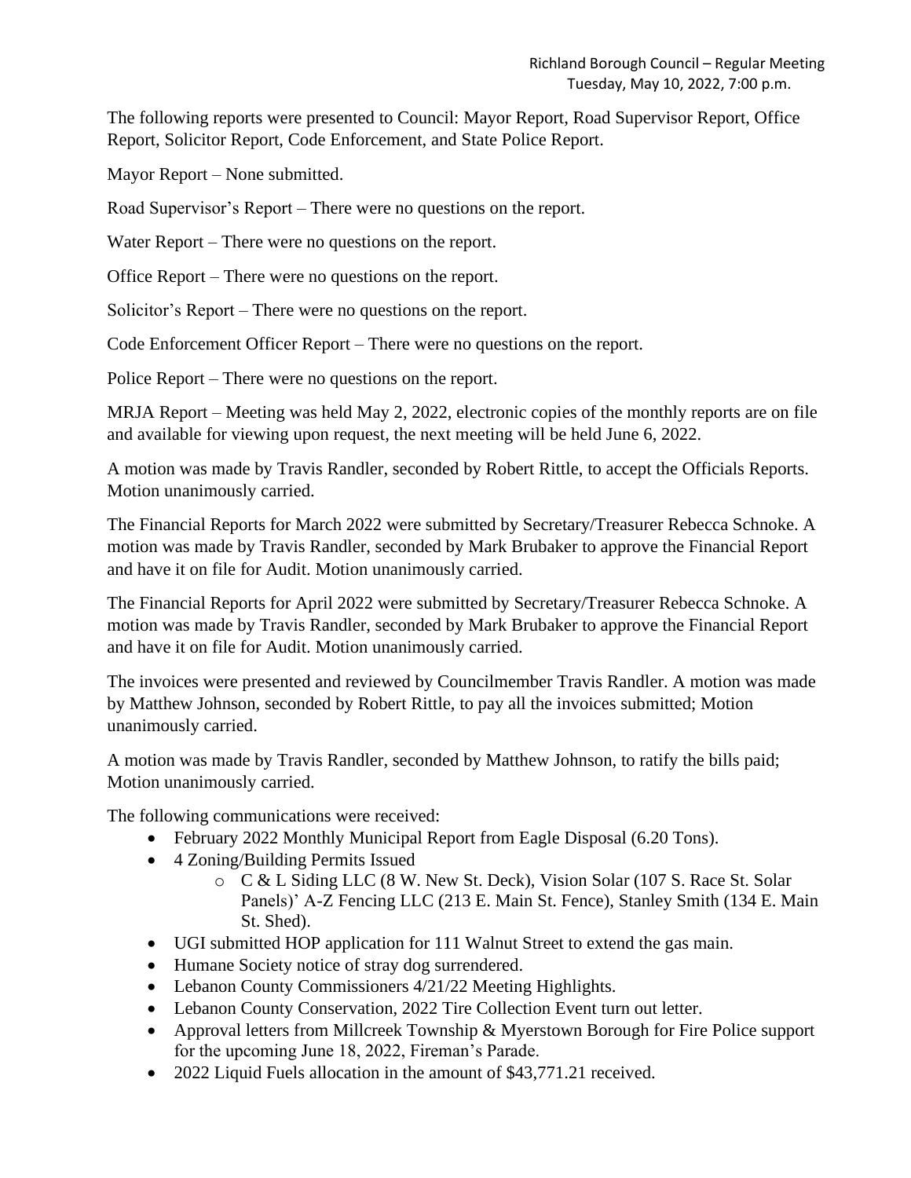The following reports were presented to Council: Mayor Report, Road Supervisor Report, Office Report, Solicitor Report, Code Enforcement, and State Police Report.

Mayor Report – None submitted.

Road Supervisor's Report – There were no questions on the report.

Water Report – There were no questions on the report.

Office Report – There were no questions on the report.

Solicitor's Report – There were no questions on the report.

Code Enforcement Officer Report – There were no questions on the report.

Police Report – There were no questions on the report.

MRJA Report – Meeting was held May 2, 2022, electronic copies of the monthly reports are on file and available for viewing upon request, the next meeting will be held June 6, 2022.

A motion was made by Travis Randler, seconded by Robert Rittle, to accept the Officials Reports. Motion unanimously carried.

The Financial Reports for March 2022 were submitted by Secretary/Treasurer Rebecca Schnoke. A motion was made by Travis Randler, seconded by Mark Brubaker to approve the Financial Report and have it on file for Audit. Motion unanimously carried.

The Financial Reports for April 2022 were submitted by Secretary/Treasurer Rebecca Schnoke. A motion was made by Travis Randler, seconded by Mark Brubaker to approve the Financial Report and have it on file for Audit. Motion unanimously carried.

The invoices were presented and reviewed by Councilmember Travis Randler. A motion was made by Matthew Johnson, seconded by Robert Rittle, to pay all the invoices submitted; Motion unanimously carried.

A motion was made by Travis Randler, seconded by Matthew Johnson, to ratify the bills paid; Motion unanimously carried.

The following communications were received:

- February 2022 Monthly Municipal Report from Eagle Disposal (6.20 Tons).
- 4 Zoning/Building Permits Issued
  - C & L Siding LLC (8 W. New St. Deck), Vision Solar (107 S. Race St. Solar Panels)' A-Z Fencing LLC (213 E. Main St. Fence), Stanley Smith (134 E. Main St. Shed).
- UGI submitted HOP application for 111 Walnut Street to extend the gas main.
- Humane Society notice of stray dog surrendered.
- Lebanon County Commissioners 4/21/22 Meeting Highlights.
- Lebanon County Conservation, 2022 Tire Collection Event turn out letter.
- Approval letters from Millcreek Township & Myerstown Borough for Fire Police support for the upcoming June 18, 2022, Fireman's Parade.
- 2022 Liquid Fuels allocation in the amount of $43,771.21 received.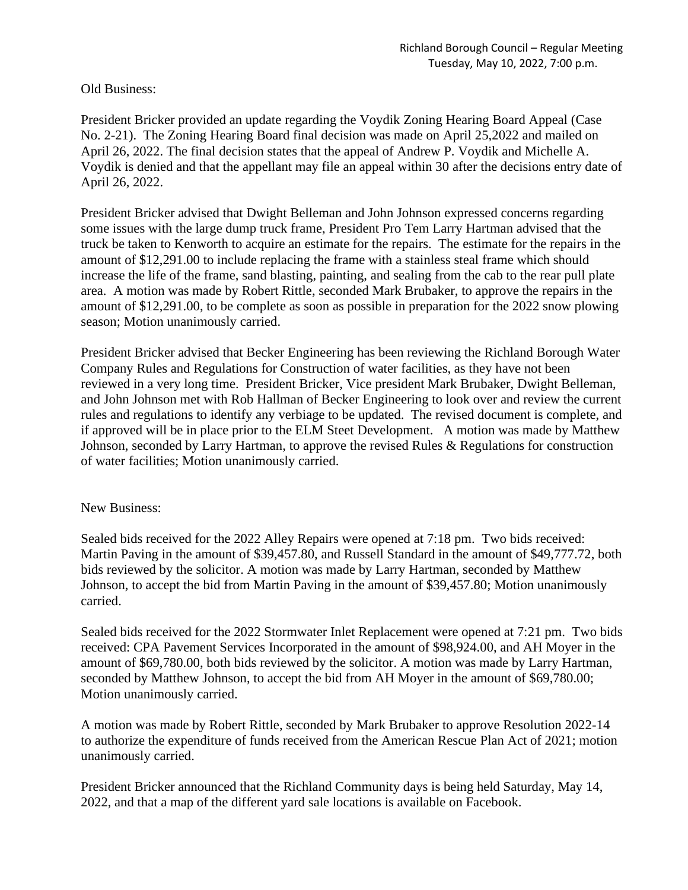Old Business:

President Bricker provided an update regarding the Voydik Zoning Hearing Board Appeal (Case No. 2-21). The Zoning Hearing Board final decision was made on April 25,2022 and mailed on April 26, 2022. The final decision states that the appeal of Andrew P. Voydik and Michelle A. Voydik is denied and that the appellant may file an appeal within 30 after the decisions entry date of April 26, 2022.

President Bricker advised that Dwight Belleman and John Johnson expressed concerns regarding some issues with the large dump truck frame, President Pro Tem Larry Hartman advised that the truck be taken to Kenworth to acquire an estimate for the repairs. The estimate for the repairs in the amount of $12,291.00 to include replacing the frame with a stainless steal frame which should increase the life of the frame, sand blasting, painting, and sealing from the cab to the rear pull plate area. A motion was made by Robert Rittle, seconded Mark Brubaker, to approve the repairs in the amount of $12,291.00, to be complete as soon as possible in preparation for the 2022 snow plowing season; Motion unanimously carried.

President Bricker advised that Becker Engineering has been reviewing the Richland Borough Water Company Rules and Regulations for Construction of water facilities, as they have not been reviewed in a very long time. President Bricker, Vice president Mark Brubaker, Dwight Belleman, and John Johnson met with Rob Hallman of Becker Engineering to look over and review the current rules and regulations to identify any verbiage to be updated. The revised document is complete, and if approved will be in place prior to the ELM Steet Development. A motion was made by Matthew Johnson, seconded by Larry Hartman, to approve the revised Rules & Regulations for construction of water facilities; Motion unanimously carried.

New Business:

Sealed bids received for the 2022 Alley Repairs were opened at 7:18 pm. Two bids received: Martin Paving in the amount of $39,457.80, and Russell Standard in the amount of $49,777.72, both bids reviewed by the solicitor. A motion was made by Larry Hartman, seconded by Matthew Johnson, to accept the bid from Martin Paving in the amount of $39,457.80; Motion unanimously carried.

Sealed bids received for the 2022 Stormwater Inlet Replacement were opened at 7:21 pm. Two bids received: CPA Pavement Services Incorporated in the amount of $98,924.00, and AH Moyer in the amount of $69,780.00, both bids reviewed by the solicitor. A motion was made by Larry Hartman, seconded by Matthew Johnson, to accept the bid from AH Moyer in the amount of $69,780.00; Motion unanimously carried.

A motion was made by Robert Rittle, seconded by Mark Brubaker to approve Resolution 2022-14 to authorize the expenditure of funds received from the American Rescue Plan Act of 2021; motion unanimously carried.

President Bricker announced that the Richland Community days is being held Saturday, May 14, 2022, and that a map of the different yard sale locations is available on Facebook.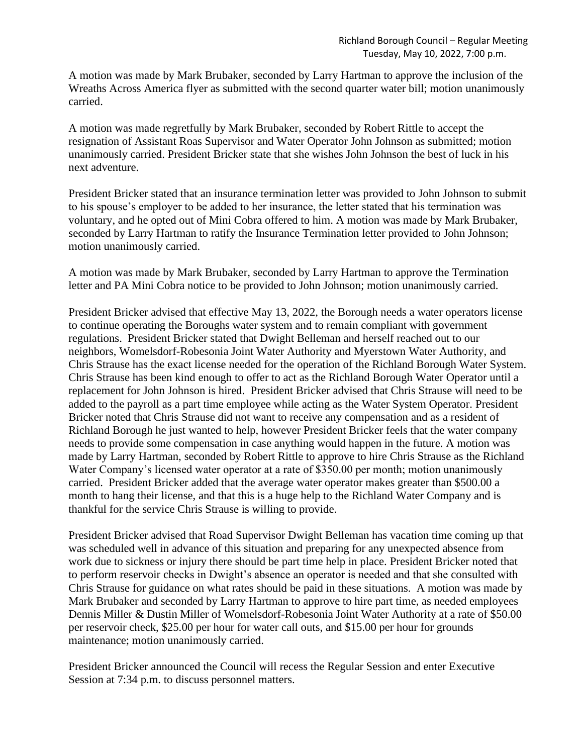A motion was made by Mark Brubaker, seconded by Larry Hartman to approve the inclusion of the Wreaths Across America flyer as submitted with the second quarter water bill; motion unanimously carried.

A motion was made regretfully by Mark Brubaker, seconded by Robert Rittle to accept the resignation of Assistant Roas Supervisor and Water Operator John Johnson as submitted; motion unanimously carried. President Bricker state that she wishes John Johnson the best of luck in his next adventure.

President Bricker stated that an insurance termination letter was provided to John Johnson to submit to his spouse's employer to be added to her insurance, the letter stated that his termination was voluntary, and he opted out of Mini Cobra offered to him. A motion was made by Mark Brubaker, seconded by Larry Hartman to ratify the Insurance Termination letter provided to John Johnson; motion unanimously carried.

A motion was made by Mark Brubaker, seconded by Larry Hartman to approve the Termination letter and PA Mini Cobra notice to be provided to John Johnson; motion unanimously carried.

President Bricker advised that effective May 13, 2022, the Borough needs a water operators license to continue operating the Boroughs water system and to remain compliant with government regulations. President Bricker stated that Dwight Belleman and herself reached out to our neighbors, Womelsdorf-Robesonia Joint Water Authority and Myerstown Water Authority, and Chris Strause has the exact license needed for the operation of the Richland Borough Water System. Chris Strause has been kind enough to offer to act as the Richland Borough Water Operator until a replacement for John Johnson is hired. President Bricker advised that Chris Strause will need to be added to the payroll as a part time employee while acting as the Water System Operator. President Bricker noted that Chris Strause did not want to receive any compensation and as a resident of Richland Borough he just wanted to help, however President Bricker feels that the water company needs to provide some compensation in case anything would happen in the future. A motion was made by Larry Hartman, seconded by Robert Rittle to approve to hire Chris Strause as the Richland Water Company's licensed water operator at a rate of $350.00 per month; motion unanimously carried. President Bricker added that the average water operator makes greater than $500.00 a month to hang their license, and that this is a huge help to the Richland Water Company and is thankful for the service Chris Strause is willing to provide.

President Bricker advised that Road Supervisor Dwight Belleman has vacation time coming up that was scheduled well in advance of this situation and preparing for any unexpected absence from work due to sickness or injury there should be part time help in place. President Bricker noted that to perform reservoir checks in Dwight's absence an operator is needed and that she consulted with Chris Strause for guidance on what rates should be paid in these situations. A motion was made by Mark Brubaker and seconded by Larry Hartman to approve to hire part time, as needed employees Dennis Miller & Dustin Miller of Womelsdorf-Robesonia Joint Water Authority at a rate of $50.00 per reservoir check, $25.00 per hour for water call outs, and $15.00 per hour for grounds maintenance; motion unanimously carried.

President Bricker announced the Council will recess the Regular Session and enter Executive Session at 7:34 p.m. to discuss personnel matters.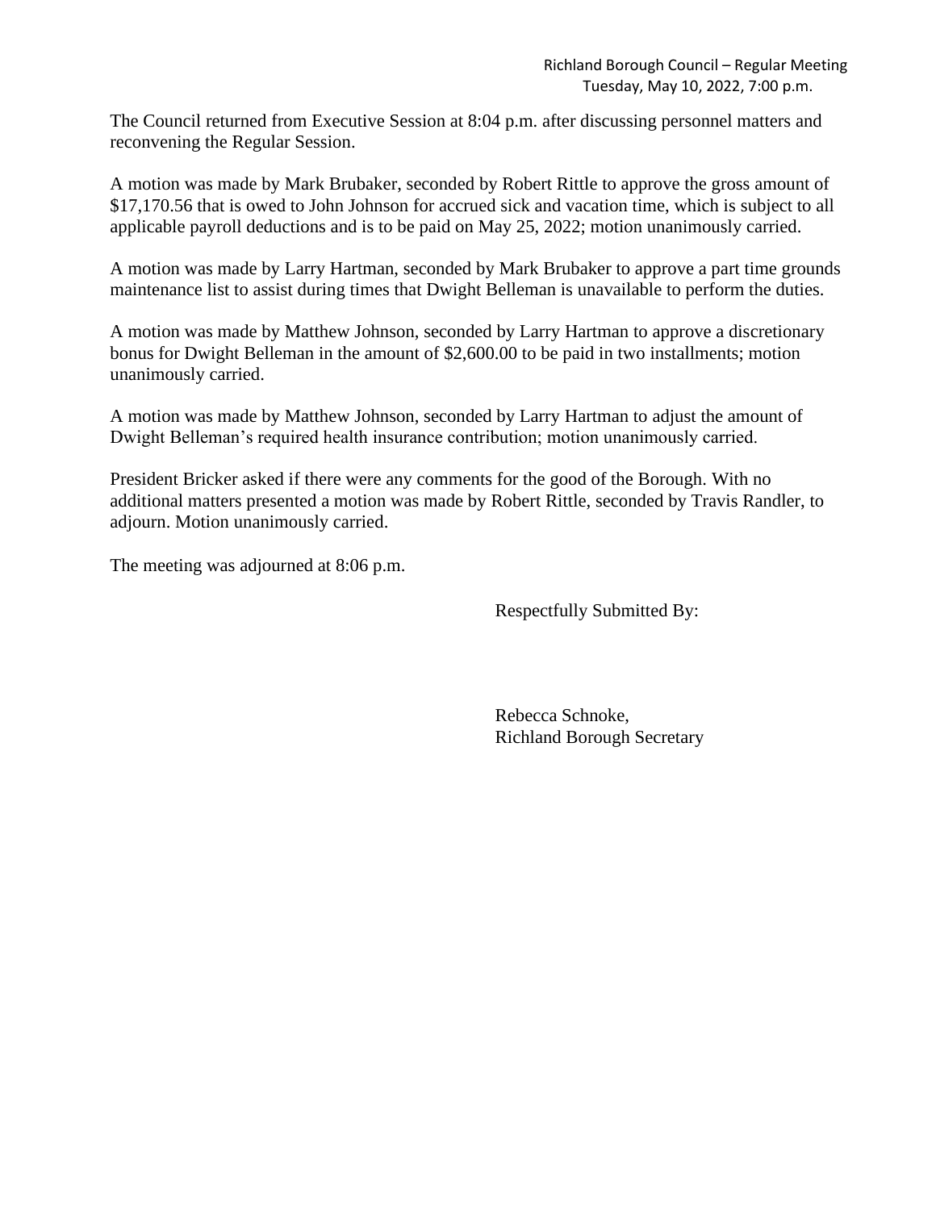The Council returned from Executive Session at 8:04 p.m. after discussing personnel matters and reconvening the Regular Session.

A motion was made by Mark Brubaker, seconded by Robert Rittle to approve the gross amount of $17,170.56 that is owed to John Johnson for accrued sick and vacation time, which is subject to all applicable payroll deductions and is to be paid on May 25, 2022; motion unanimously carried.

A motion was made by Larry Hartman, seconded by Mark Brubaker to approve a part time grounds maintenance list to assist during times that Dwight Belleman is unavailable to perform the duties.

A motion was made by Matthew Johnson, seconded by Larry Hartman to approve a discretionary bonus for Dwight Belleman in the amount of $2,600.00 to be paid in two installments; motion unanimously carried.

A motion was made by Matthew Johnson, seconded by Larry Hartman to adjust the amount of Dwight Belleman's required health insurance contribution; motion unanimously carried.

President Bricker asked if there were any comments for the good of the Borough. With no additional matters presented a motion was made by Robert Rittle, seconded by Travis Randler, to adjourn. Motion unanimously carried.

The meeting was adjourned at 8:06 p.m.

Respectfully Submitted By:

Rebecca Schnoke,
Richland Borough Secretary